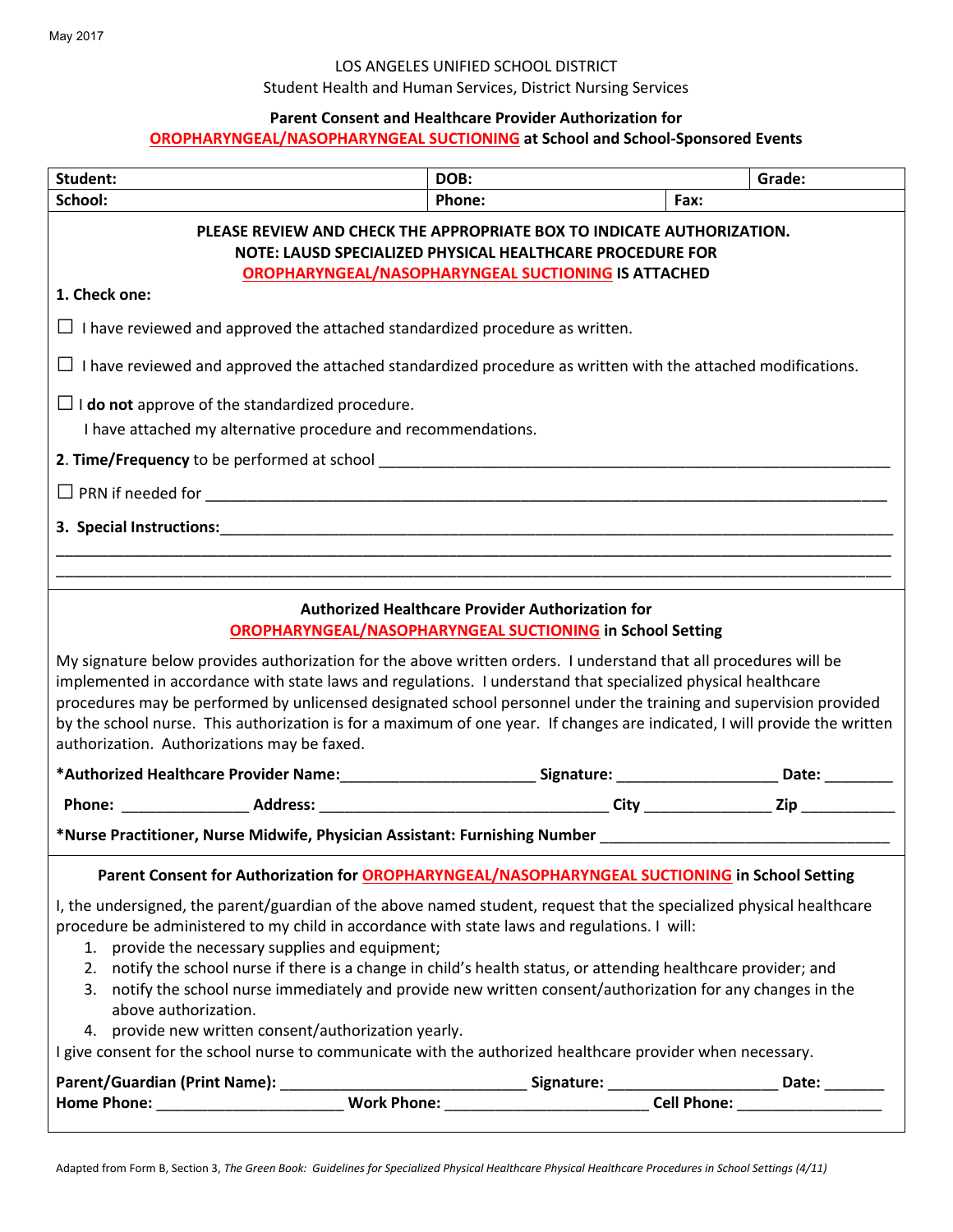May 2017

LOS ANGELES UNIFIED SCHOOL DISTRICT

Student Health and Human Services, District Nursing Services

**Parent Consent and Healthcare Provider Authorization for**
**OROPHARYNGEAL/NASOPHARYNGEAL SUCTIONING at School and School-Sponsored Events**

| Student: | DOB: | | Grade: |
|---|---|---|---|
| School: | Phone: | Fax: | |

**PLEASE REVIEW AND CHECK THE APPROPRIATE BOX TO INDICATE AUTHORIZATION.**
**NOTE: LAUSD SPECIALIZED PHYSICAL HEALTHCARE PROCEDURE FOR OROPHARYNGEAL/NASOPHARYNGEAL SUCTIONING IS ATTACHED**

**1. Check one:**

☐ I have reviewed and approved the attached standardized procedure as written.

☐ I have reviewed and approved the attached standardized procedure as written with the attached modifications.

☐ I **do not** approve of the standardized procedure.
I have attached my alternative procedure and recommendations.

**2. Time/Frequency** to be performed at school ______________________________________________

☐ PRN if needed for ______________________________________________

**3. Special Instructions:**______________________________________________

______________________________________________

______________________________________________

**Authorized Healthcare Provider Authorization for OROPHARYNGEAL/NASOPHARYNGEAL SUCTIONING in School Setting**

My signature below provides authorization for the above written orders. I understand that all procedures will be implemented in accordance with state laws and regulations. I understand that specialized physical healthcare procedures may be performed by unlicensed designated school personnel under the training and supervision provided by the school nurse. This authorization is for a maximum of one year. If changes are indicated, I will provide the written authorization. Authorizations may be faxed.

**\*Authorized Healthcare Provider Name:**______________________ **Signature:** ___________________ **Date:** ________

**Phone:** _______________ **Address:** _________________________________ **City** _______________ **Zip** ___________

**\*Nurse Practitioner, Nurse Midwife, Physician Assistant: Furnishing Number** _________________________________

**Parent Consent for Authorization for OROPHARYNGEAL/NASOPHARYNGEAL SUCTIONING in School Setting**

I, the undersigned, the parent/guardian of the above named student, request that the specialized physical healthcare procedure be administered to my child in accordance with state laws and regulations. I will:

1. provide the necessary supplies and equipment;
2. notify the school nurse if there is a change in child's health status, or attending healthcare provider; and
3. notify the school nurse immediately and provide new written consent/authorization for any changes in the above authorization.
4. provide new written consent/authorization yearly.

I give consent for the school nurse to communicate with the authorized healthcare provider when necessary.

**Parent/Guardian (Print Name):** ____________________________ **Signature:** ___________________ **Date:** _______
**Home Phone:** _____________________ **Work Phone:** _______________________ **Cell Phone:** ________________

Adapted from Form B, Section 3, *The Green Book: Guidelines for Specialized Physical Healthcare Physical Healthcare Procedures in School Settings (4/11)*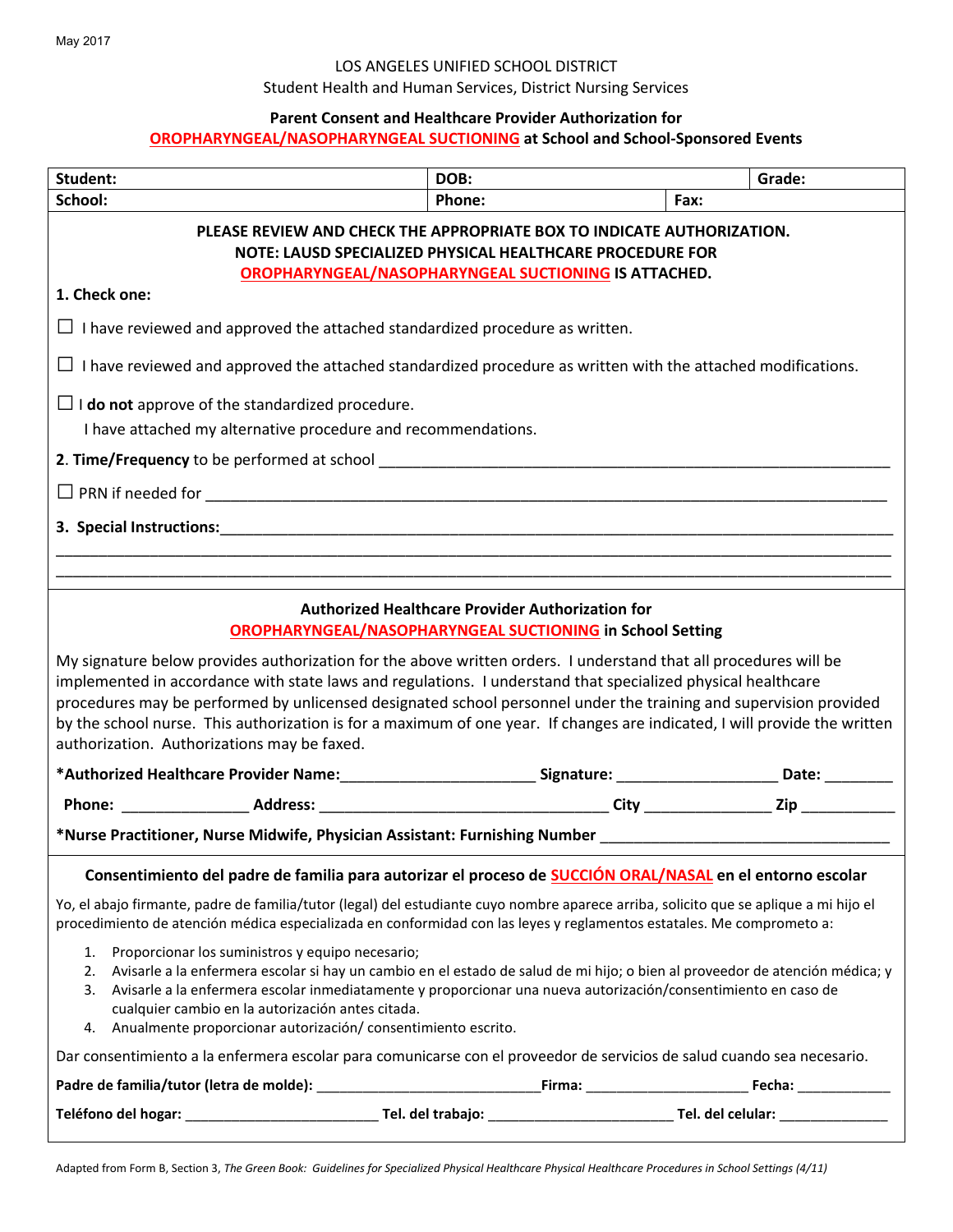May 2017

LOS ANGELES UNIFIED SCHOOL DISTRICT
Student Health and Human Services, District Nursing Services

**Parent Consent and Healthcare Provider Authorization for**
**OROPHARYNGEAL/NASOPHARYNGEAL SUCTIONING at School and School-Sponsored Events**

| Student: | DOB: | | Grade: |
|---|---|---|---|
| School: | Phone: | Fax: | |

**PLEASE REVIEW AND CHECK THE APPROPRIATE BOX TO INDICATE AUTHORIZATION.**
**NOTE: LAUSD SPECIALIZED PHYSICAL HEALTHCARE PROCEDURE FOR OROPHARYNGEAL/NASOPHARYNGEAL SUCTIONING IS ATTACHED.**

**1. Check one:**

☐ I have reviewed and approved the attached standardized procedure as written.

☐ I have reviewed and approved the attached standardized procedure as written with the attached modifications.

☐ I **do not** approve of the standardized procedure.
I have attached my alternative procedure and recommendations.

**2. Time/Frequency** to be performed at school ____________________

☐ PRN if needed for ____________________

**3. Special Instructions:**____________________

____________________

____________________

**Authorized Healthcare Provider Authorization for OROPHARYNGEAL/NASOPHARYNGEAL SUCTIONING in School Setting**

My signature below provides authorization for the above written orders. I understand that all procedures will be implemented in accordance with state laws and regulations. I understand that specialized physical healthcare procedures may be performed by unlicensed designated school personnel under the training and supervision provided by the school nurse. This authorization is for a maximum of one year. If changes are indicated, I will provide the written authorization. Authorizations may be faxed.

**\*Authorized Healthcare Provider Name:**____________ **Signature:** ____________ **Date:** ________

**Phone:** ____________ **Address:** ____________ **City** ____________ **Zip** ____________

**\*Nurse Practitioner, Nurse Midwife, Physician Assistant: Furnishing Number** ____________

**Consentimiento del padre de familia para autorizar el proceso de SUCCIÓN ORAL/NASAL en el entorno escolar**

Yo, el abajo firmante, padre de familia/tutor (legal) del estudiante cuyo nombre aparece arriba, solicito que se aplique a mi hijo el procedimiento de atención médica especializada en conformidad con las leyes y reglamentos estatales. Me comprometo a:

1. Proporcionar los suministros y equipo necesario;
2. Avisarle a la enfermera escolar si hay un cambio en el estado de salud de mi hijo; o bien al proveedor de atención médica; y
3. Avisarle a la enfermera escolar inmediatamente y proporcionar una nueva autorización/consentimiento en caso de cualquier cambio en la autorización antes citada.
4. Anualmente proporcionar autorización/ consentimiento escrito.

Dar consentimiento a la enfermera escolar para comunicarse con el proveedor de servicios de salud cuando sea necesario.

**Padre de familia/tutor (letra de molde):** ____________ **Firma:** ____________ **Fecha:** ____________

**Teléfono del hogar:** ____________ **Tel. del trabajo:** ____________ **Tel. del celular:** ____________

Adapted from Form B, Section 3, *The Green Book: Guidelines for Specialized Physical Healthcare Physical Healthcare Procedures in School Settings (4/11)*